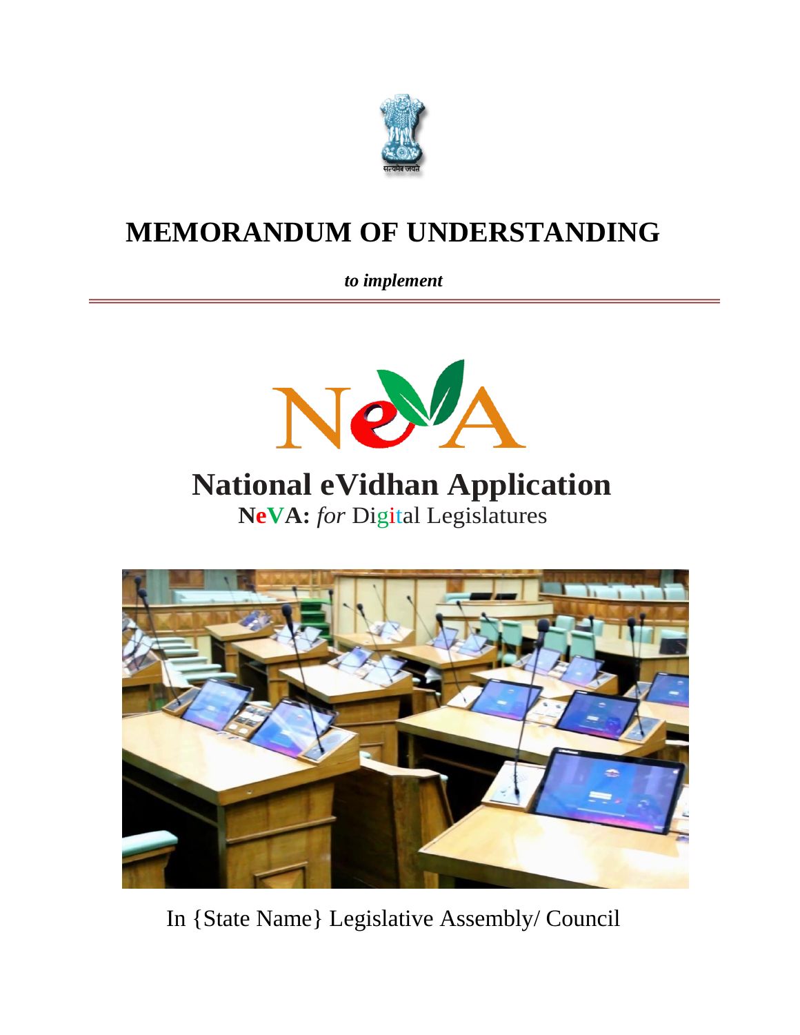# MEMORANDUM OF UNDERSTANDING

***to implement***

## National eVidhan Application

**NeVA:** *for* Digital Legislatures

In {State Name} Legislative Assembly/ Council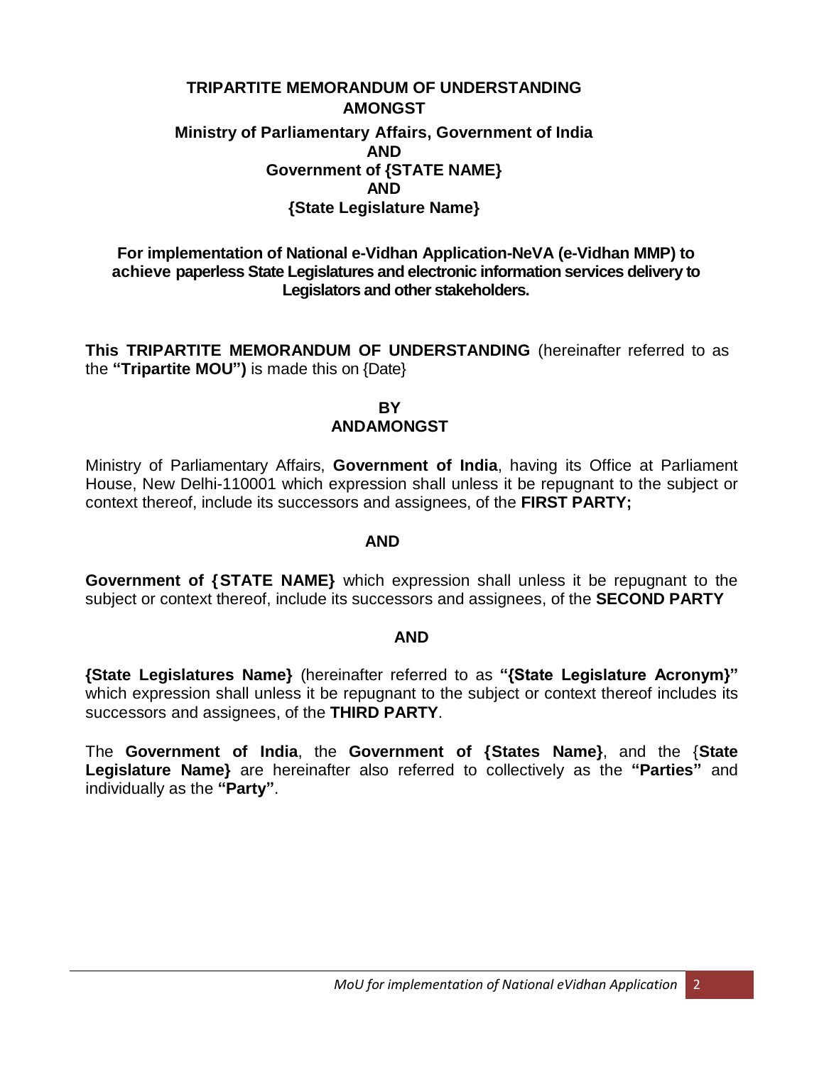**TRIPARTITE MEMORANDUM OF UNDERSTANDING AMONGST**

**Ministry of Parliamentary Affairs, Government of India**

**AND**

**Government of {STATE NAME}**

**AND**

**{State Legislature Name}**

**For implementation of National e-Vidhan Application-NeVA (e-Vidhan MMP) to achieve paperless State Legislatures and electronic information services delivery to Legislators and other stakeholders.**

**This TRIPARTITE MEMORANDUM OF UNDERSTANDING** (hereinafter referred to as the **"Tripartite MOU")** is made this on {Date}

**BY**

**ANDAMONGST**

Ministry of Parliamentary Affairs, **Government of India**, having its Office at Parliament House, New Delhi-110001 which expression shall unless it be repugnant to the subject or context thereof, include its successors and assignees, of the **FIRST PARTY;**

**AND**

**Government of {STATE NAME}** which expression shall unless it be repugnant to the subject or context thereof, include its successors and assignees, of the **SECOND PARTY**

**AND**

**{State Legislatures Name}** (hereinafter referred to as **"{State Legislature Acronym}"** which expression shall unless it be repugnant to the subject or context thereof includes its successors and assignees, of the **THIRD PARTY**.

The **Government of India**, the **Government of {States Name}**, and the {**State Legislature Name}** are hereinafter also referred to collectively as the **"Parties"** and individually as the **"Party"**.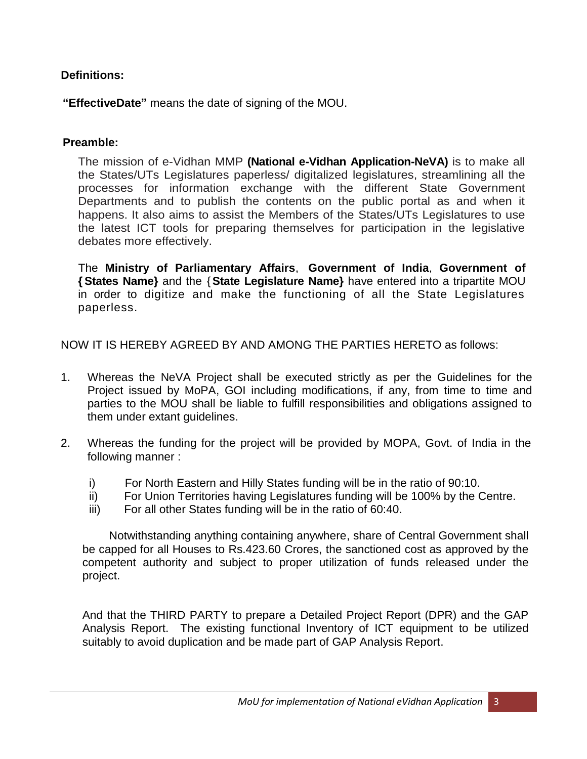**Definitions:**

**"EffectiveDate"** means the date of signing of the MOU.

**Preamble:**

The mission of e-Vidhan MMP **(National e-Vidhan Application-NeVA)** is to make all the States/UTs Legislatures paperless/ digitalized legislatures, streamlining all the processes for information exchange with the different State Government Departments and to publish the contents on the public portal as and when it happens. It also aims to assist the Members of the States/UTs Legislatures to use the latest ICT tools for preparing themselves for participation in the legislative debates more effectively.

The **Ministry of Parliamentary Affairs**, **Government of India**, **Government of {States Name}** and the {**State Legislature Name}** have entered into a tripartite MOU in order to digitize and make the functioning of all the State Legislatures paperless.

NOW IT IS HEREBY AGREED BY AND AMONG THE PARTIES HERETO as follows:

1. Whereas the NeVA Project shall be executed strictly as per the Guidelines for the Project issued by MoPA, GOI including modifications, if any, from time to time and parties to the MOU shall be liable to fulfill responsibilities and obligations assigned to them under extant guidelines.

2. Whereas the funding for the project will be provided by MOPA, Govt. of India in the following manner :

   i) For North Eastern and Hilly States funding will be in the ratio of 90:10.
   ii) For Union Territories having Legislatures funding will be 100% by the Centre.
   iii) For all other States funding will be in the ratio of 60:40.

   Notwithstanding anything containing anywhere, share of Central Government shall be capped for all Houses to Rs.423.60 Crores, the sanctioned cost as approved by the competent authority and subject to proper utilization of funds released under the project.

   And that the THIRD PARTY to prepare a Detailed Project Report (DPR) and the GAP Analysis Report. The existing functional Inventory of ICT equipment to be utilized suitably to avoid duplication and be made part of GAP Analysis Report.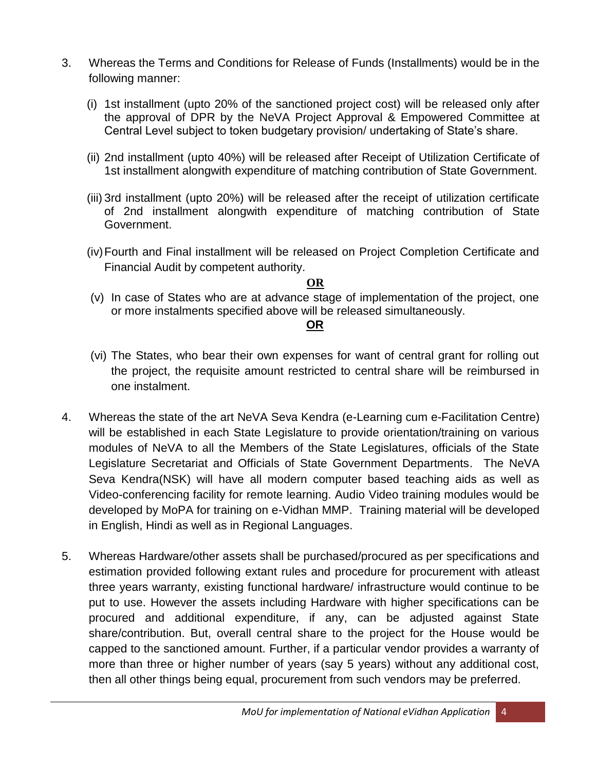3. Whereas the Terms and Conditions for Release of Funds (Installments) would be in the following manner:

   (i) 1st installment (upto 20% of the sanctioned project cost) will be released only after the approval of DPR by the NeVA Project Approval & Empowered Committee at Central Level subject to token budgetary provision/ undertaking of State's share.

   (ii) 2nd installment (upto 40%) will be released after Receipt of Utilization Certificate of 1st installment alongwith expenditure of matching contribution of State Government.

   (iii) 3rd installment (upto 20%) will be released after the receipt of utilization certificate of 2nd installment alongwith expenditure of matching contribution of State Government.

   (iv) Fourth and Final installment will be released on Project Completion Certificate and Financial Audit by competent authority.

   **OR**

   (v) In case of States who are at advance stage of implementation of the project, one or more instalments specified above will be released simultaneously.

   **OR**

   (vi) The States, who bear their own expenses for want of central grant for rolling out the project, the requisite amount restricted to central share will be reimbursed in one instalment.

4. Whereas the state of the art NeVA Seva Kendra (e-Learning cum e-Facilitation Centre) will be established in each State Legislature to provide orientation/training on various modules of NeVA to all the Members of the State Legislatures, officials of the State Legislature Secretariat and Officials of State Government Departments. The NeVA Seva Kendra(NSK) will have all modern computer based teaching aids as well as Video-conferencing facility for remote learning. Audio Video training modules would be developed by MoPA for training on e-Vidhan MMP. Training material will be developed in English, Hindi as well as in Regional Languages.

5. Whereas Hardware/other assets shall be purchased/procured as per specifications and estimation provided following extant rules and procedure for procurement with atleast three years warranty, existing functional hardware/ infrastructure would continue to be put to use. However the assets including Hardware with higher specifications can be procured and additional expenditure, if any, can be adjusted against State share/contribution. But, overall central share to the project for the House would be capped to the sanctioned amount. Further, if a particular vendor provides a warranty of more than three or higher number of years (say 5 years) without any additional cost, then all other things being equal, procurement from such vendors may be preferred.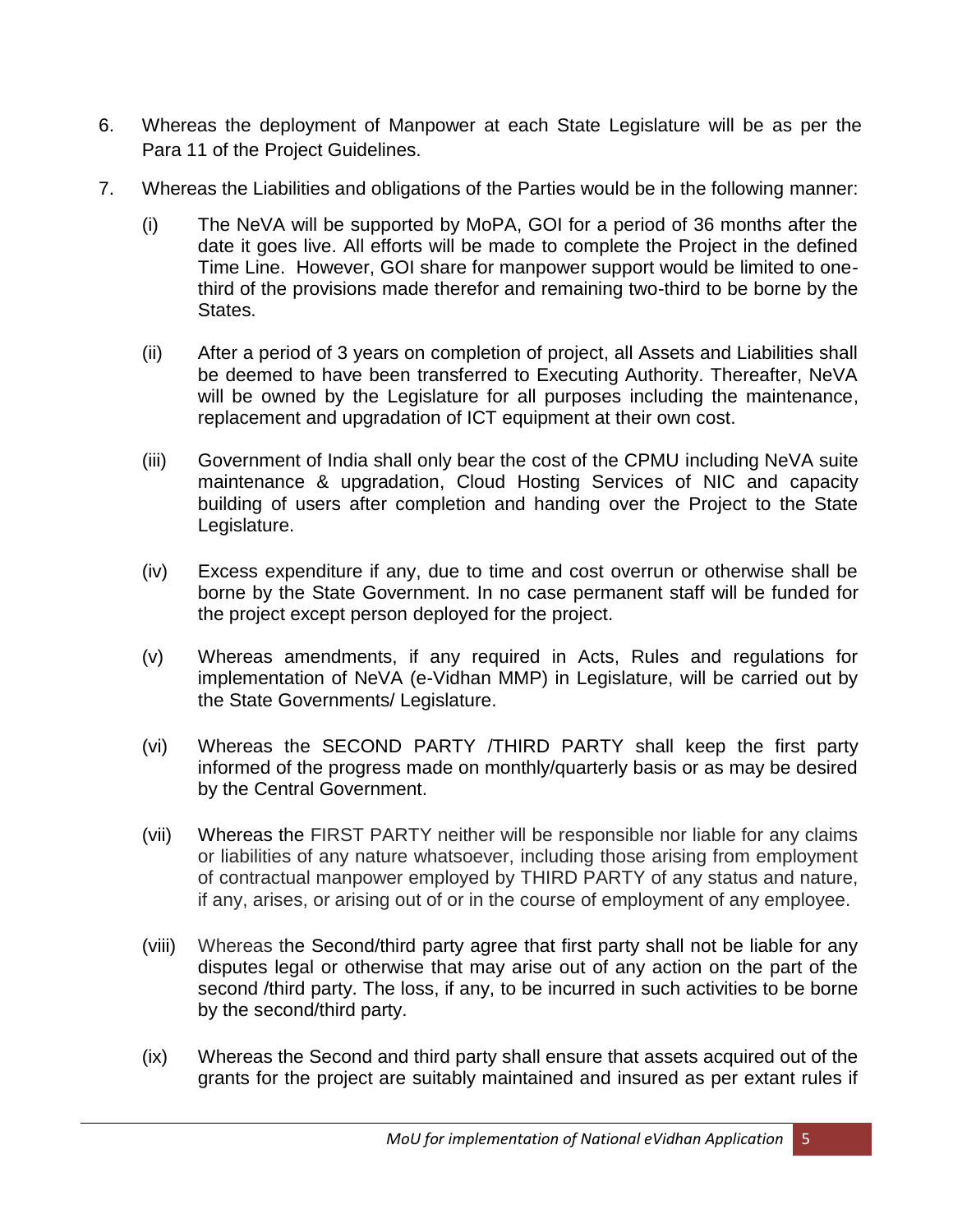6. Whereas the deployment of Manpower at each State Legislature will be as per the Para 11 of the Project Guidelines.

7. Whereas the Liabilities and obligations of the Parties would be in the following manner:

   (i) The NeVA will be supported by MoPA, GOI for a period of 36 months after the date it goes live. All efforts will be made to complete the Project in the defined Time Line. However, GOI share for manpower support would be limited to one-third of the provisions made therefor and remaining two-third to be borne by the States.

   (ii) After a period of 3 years on completion of project, all Assets and Liabilities shall be deemed to have been transferred to Executing Authority. Thereafter, NeVA will be owned by the Legislature for all purposes including the maintenance, replacement and upgradation of ICT equipment at their own cost.

   (iii) Government of India shall only bear the cost of the CPMU including NeVA suite maintenance & upgradation, Cloud Hosting Services of NIC and capacity building of users after completion and handing over the Project to the State Legislature.

   (iv) Excess expenditure if any, due to time and cost overrun or otherwise shall be borne by the State Government. In no case permanent staff will be funded for the project except person deployed for the project.

   (v) Whereas amendments, if any required in Acts, Rules and regulations for implementation of NeVA (e-Vidhan MMP) in Legislature, will be carried out by the State Governments/ Legislature.

   (vi) Whereas the SECOND PARTY /THIRD PARTY shall keep the first party informed of the progress made on monthly/quarterly basis or as may be desired by the Central Government.

   (vii) Whereas the FIRST PARTY neither will be responsible nor liable for any claims or liabilities of any nature whatsoever, including those arising from employment of contractual manpower employed by THIRD PARTY of any status and nature, if any, arises, or arising out of or in the course of employment of any employee.

   (viii) Whereas the Second/third party agree that first party shall not be liable for any disputes legal or otherwise that may arise out of any action on the part of the second /third party. The loss, if any, to be incurred in such activities to be borne by the second/third party.

   (ix) Whereas the Second and third party shall ensure that assets acquired out of the grants for the project are suitably maintained and insured as per extant rules if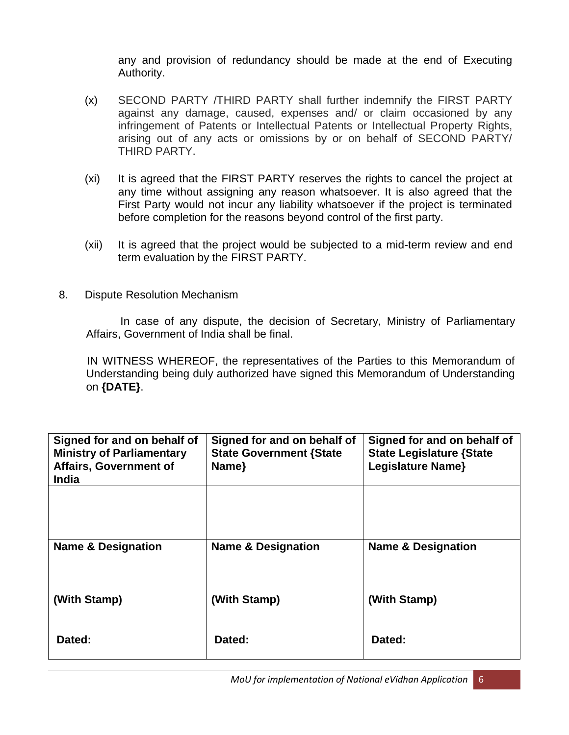any and provision of redundancy should be made at the end of Executing Authority.

(x) SECOND PARTY /THIRD PARTY shall further indemnify the FIRST PARTY against any damage, caused, expenses and/ or claim occasioned by any infringement of Patents or Intellectual Patents or Intellectual Property Rights, arising out of any acts or omissions by or on behalf of SECOND PARTY/ THIRD PARTY.

(xi) It is agreed that the FIRST PARTY reserves the rights to cancel the project at any time without assigning any reason whatsoever. It is also agreed that the First Party would not incur any liability whatsoever if the project is terminated before completion for the reasons beyond control of the first party.

(xii) It is agreed that the project would be subjected to a mid-term review and end term evaluation by the FIRST PARTY.

8. Dispute Resolution Mechanism

In case of any dispute, the decision of Secretary, Ministry of Parliamentary Affairs, Government of India shall be final.

IN WITNESS WHEREOF, the representatives of the Parties to this Memorandum of Understanding being duly authorized have signed this Memorandum of Understanding on **{DATE}**.

| **Signed for and on behalf of Ministry of Parliamentary Affairs, Government of India** | **Signed for and on behalf of State Government {State Name}** | **Signed for and on behalf of State Legislature {State Legislature Name}** |
| --- | --- | --- |
| | | |
| **Name & Designation**<br><br>**(With Stamp)**<br><br>**Dated:** | **Name & Designation**<br><br>**(With Stamp)**<br><br>**Dated:** | **Name & Designation**<br><br>**(With Stamp)**<br><br>**Dated:** |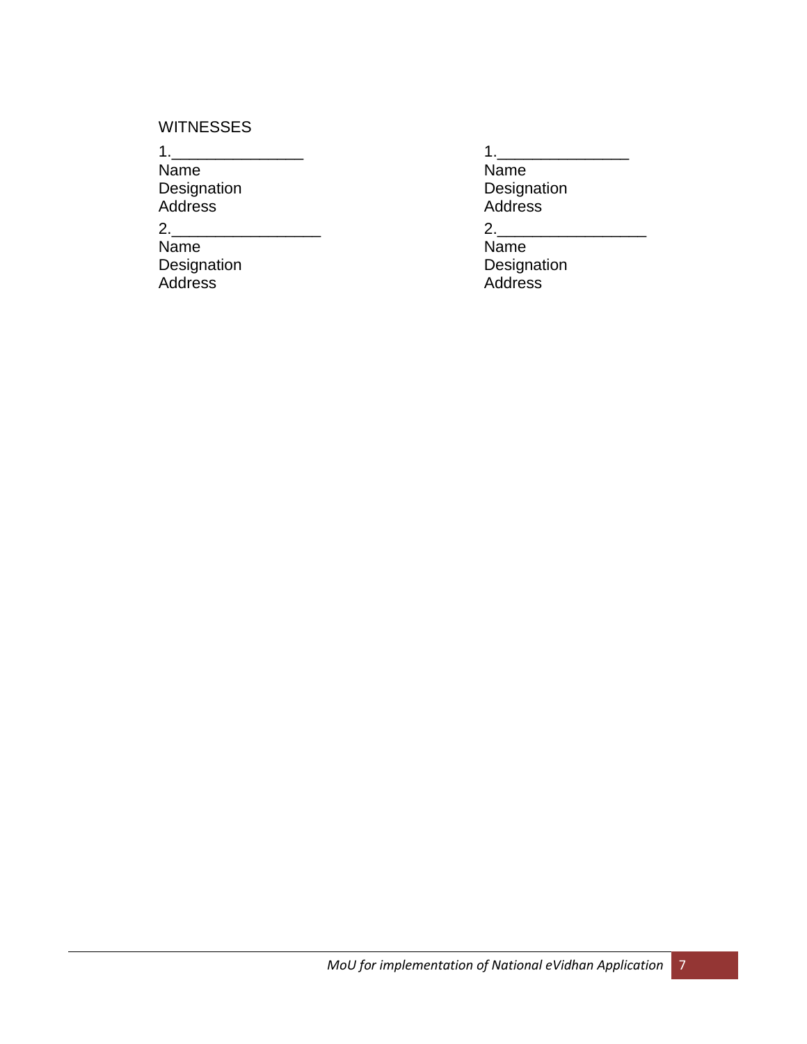WITNESSES

1.\_\_\_\_\_\_\_\_\_\_\_\_\_\_\_
Name
Designation
Address

2.\_\_\_\_\_\_\_\_\_\_\_\_\_\_\_\_\_
Name
Designation
Address

1.\_\_\_\_\_\_\_\_\_\_\_\_\_\_\_
Name
Designation
Address

2.\_\_\_\_\_\_\_\_\_\_\_\_\_\_\_\_\_
Name
Designation
Address